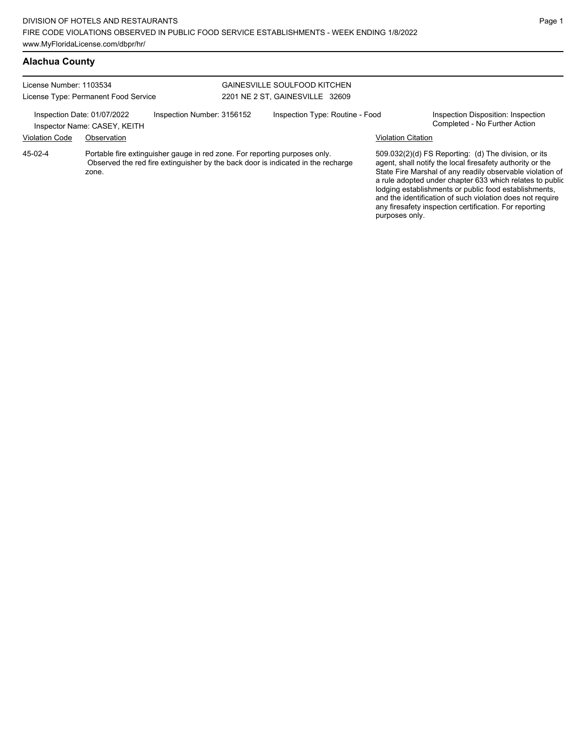DIVISION OF HOTELS AND RESTAURANTS
FIRE CODE VIOLATIONS OBSERVED IN PUBLIC FOOD SERVICE ESTABLISHMENTS - WEEK ENDING 1/8/2022
www.MyFloridaLicense.com/dbpr/hr/

## Alachua County

License Number: 1103534
License Type: Permanent Food Service

GAINESVILLE SOULFOOD KITCHEN
2201 NE 2 ST, GAINESVILLE 32609

Inspection Date: 01/07/2022
Inspector Name: CASEY, KEITH
Inspection Number: 3156152
Inspection Type: Routine - Food
Inspection Disposition: Inspection Completed - No Further Action

| Violation Code | Observation | Violation Citation |
| --- | --- | --- |
| 45-02-4 | Portable fire extinguisher gauge in red zone. For reporting purposes only. Observed the red fire extinguisher by the back door is indicated in the recharge zone. | 509.032(2)(d) FS Reporting: (d) The division, or its agent, shall notify the local firesafety authority or the State Fire Marshal of any readily observable violation of a rule adopted under chapter 633 which relates to public lodging establishments or public food establishments, and the identification of such violation does not require any firesafety inspection certification. For reporting purposes only. |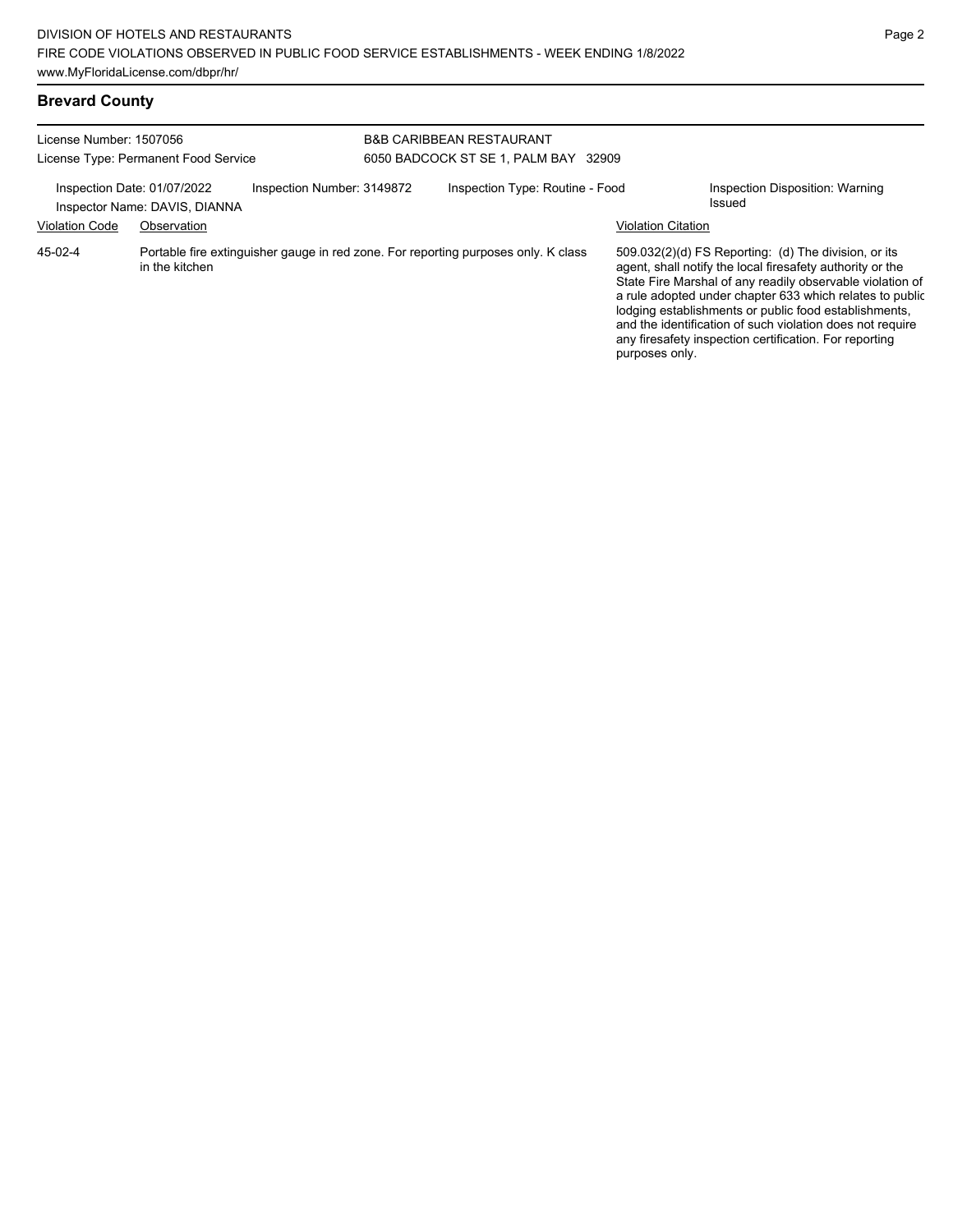## Brevard County

License Number: 1507056
License Type: Permanent Food Service

B&B CARIBBEAN RESTAURANT
6050 BADCOCK ST SE 1, PALM BAY 32909

Inspection Date: 01/07/2022
Inspector Name: DAVIS, DIANNA
Inspection Number: 3149872
Inspection Type: Routine - Food
Inspection Disposition: Warning Issued

| Violation Code | Observation | Violation Citation |
|---|---|---|
| 45-02-4 | Portable fire extinguisher gauge in red zone. For reporting purposes only. K class in the kitchen | 509.032(2)(d) FS Reporting: (d) The division, or its agent, shall notify the local firesafety authority or the State Fire Marshal of any readily observable violation of a rule adopted under chapter 633 which relates to public lodging establishments or public food establishments, and the identification of such violation does not require any firesafety inspection certification. For reporting purposes only. |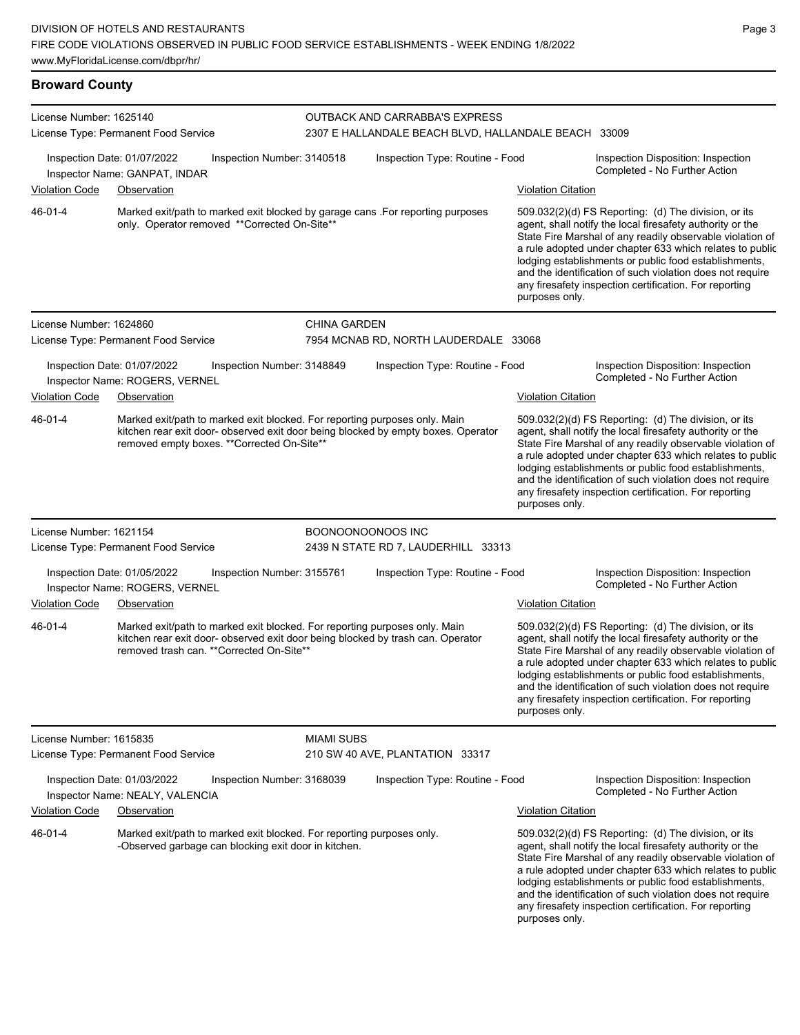## Broward County

**License Number:** 1625140
**License Type:** Permanent Food Service

OUTBACK AND CARRABBA'S EXPRESS
2307 E HALLANDALE BEACH BLVD, HALLANDALE BEACH 33009

Inspection Date: 01/07/2022 | Inspection Number: 3140518 | Inspection Type: Routine - Food | Inspection Disposition: Inspection Completed - No Further Action
Inspector Name: GANPAT, INDAR

| Violation Code | Observation | Violation Citation |
| --- | --- | --- |
| 46-01-4 | Marked exit/path to marked exit blocked by garage cans .For reporting purposes only. Operator removed **Corrected On-Site** | 509.032(2)(d) FS Reporting: (d) The division, or its agent, shall notify the local firesafety authority or the State Fire Marshal of any readily observable violation of a rule adopted under chapter 633 which relates to public lodging establishments or public food establishments, and the identification of such violation does not require any firesafety inspection certification. For reporting purposes only. |

**License Number:** 1624860
**License Type:** Permanent Food Service

CHINA GARDEN
7954 MCNAB RD, NORTH LAUDERDALE 33068

Inspection Date: 01/07/2022 | Inspection Number: 3148849 | Inspection Type: Routine - Food | Inspection Disposition: Inspection Completed - No Further Action
Inspector Name: ROGERS, VERNEL

| Violation Code | Observation | Violation Citation |
| --- | --- | --- |
| 46-01-4 | Marked exit/path to marked exit blocked. For reporting purposes only. Main kitchen rear exit door- observed exit door being blocked by empty boxes. Operator removed empty boxes. **Corrected On-Site** | 509.032(2)(d) FS Reporting: (d) The division, or its agent, shall notify the local firesafety authority or the State Fire Marshal of any readily observable violation of a rule adopted under chapter 633 which relates to public lodging establishments or public food establishments, and the identification of such violation does not require any firesafety inspection certification. For reporting purposes only. |

**License Number:** 1621154
**License Type:** Permanent Food Service

BOONOONOONOOS INC
2439 N STATE RD 7, LAUDERHILL 33313

Inspection Date: 01/05/2022 | Inspection Number: 3155761 | Inspection Type: Routine - Food | Inspection Disposition: Inspection Completed - No Further Action
Inspector Name: ROGERS, VERNEL

| Violation Code | Observation | Violation Citation |
| --- | --- | --- |
| 46-01-4 | Marked exit/path to marked exit blocked. For reporting purposes only. Main kitchen rear exit door- observed exit door being blocked by trash can. Operator removed trash can. **Corrected On-Site** | 509.032(2)(d) FS Reporting: (d) The division, or its agent, shall notify the local firesafety authority or the State Fire Marshal of any readily observable violation of a rule adopted under chapter 633 which relates to public lodging establishments or public food establishments, and the identification of such violation does not require any firesafety inspection certification. For reporting purposes only. |

**License Number:** 1615835
**License Type:** Permanent Food Service

MIAMI SUBS
210 SW 40 AVE, PLANTATION 33317

Inspection Date: 01/03/2022 | Inspection Number: 3168039 | Inspection Type: Routine - Food | Inspection Disposition: Inspection Completed - No Further Action
Inspector Name: NEALY, VALENCIA

| Violation Code | Observation | Violation Citation |
| --- | --- | --- |
| 46-01-4 | Marked exit/path to marked exit blocked. For reporting purposes only. -Observed garbage can blocking exit door in kitchen. | 509.032(2)(d) FS Reporting: (d) The division, or its agent, shall notify the local firesafety authority or the State Fire Marshal of any readily observable violation of a rule adopted under chapter 633 which relates to public lodging establishments or public food establishments, and the identification of such violation does not require any firesafety inspection certification. For reporting purposes only. |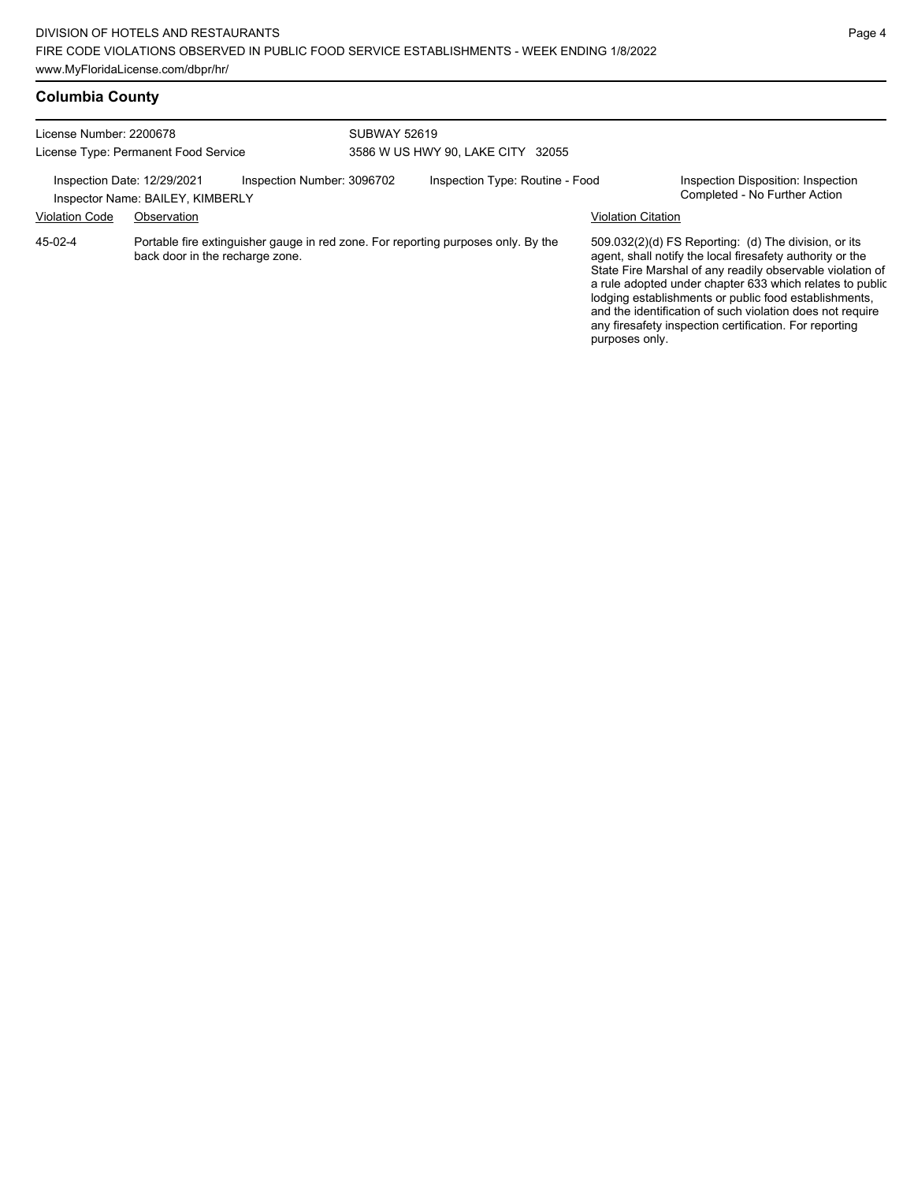## Columbia County

License Number: 2200678
License Type: Permanent Food Service

SUBWAY 52619
3586 W US HWY 90, LAKE CITY 32055

Inspection Date: 12/29/2021
Inspection Number: 3096702
Inspection Type: Routine - Food
Inspection Disposition: Inspection Completed - No Further Action
Inspector Name: BAILEY, KIMBERLY

| Violation Code | Observation | Violation Citation |
| --- | --- | --- |
| 45-02-4 | Portable fire extinguisher gauge in red zone. For reporting purposes only. By the back door in the recharge zone. | 509.032(2)(d) FS Reporting: (d) The division, or its agent, shall notify the local firesafety authority or the State Fire Marshal of any readily observable violation of a rule adopted under chapter 633 which relates to public lodging establishments or public food establishments, and the identification of such violation does not require any firesafety inspection certification. For reporting purposes only. |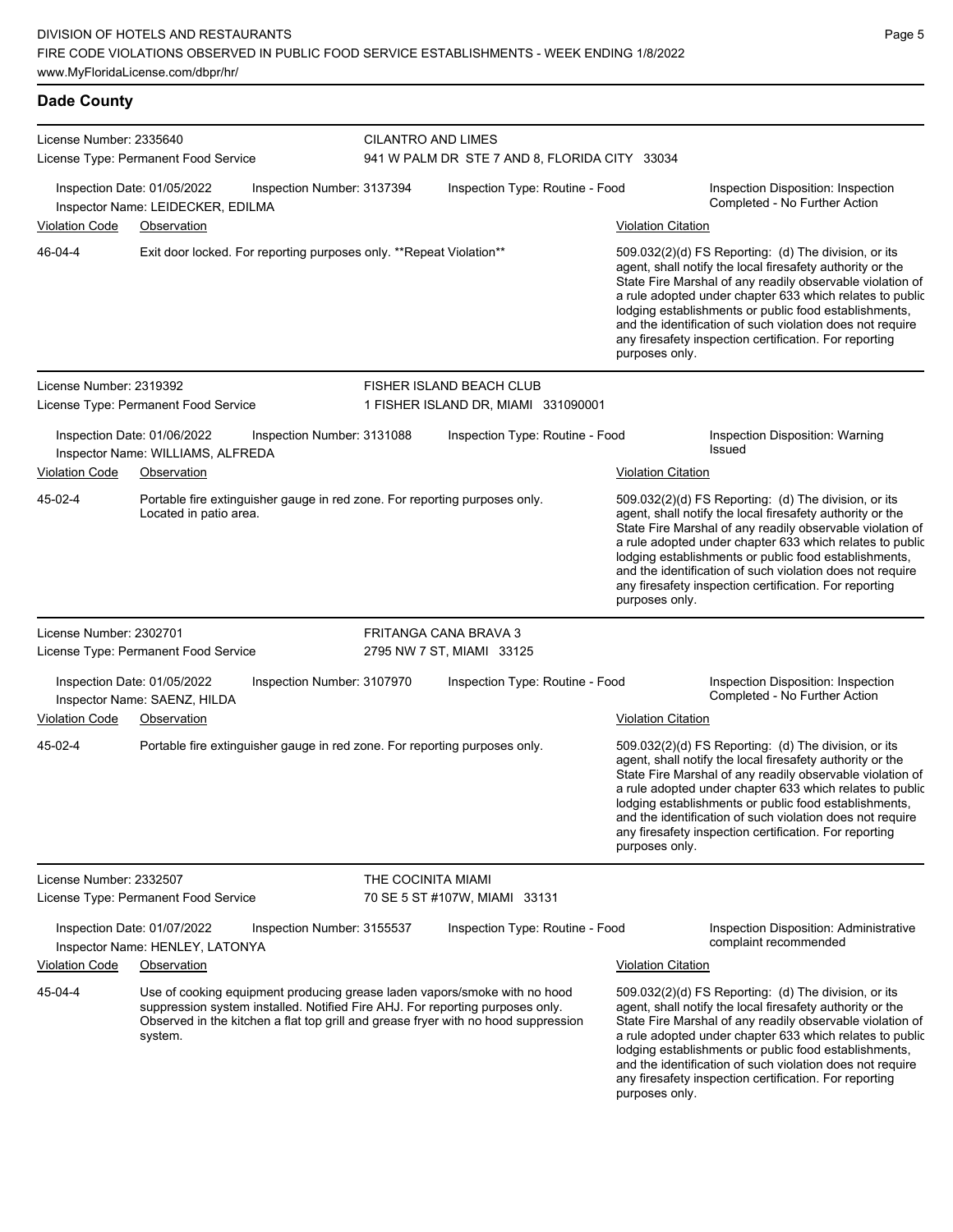## Dade County

**License Number:** 2335640
**License Type:** Permanent Food Service

**CILANTRO AND LIMES**
941 W PALM DR STE 7 AND 8, FLORIDA CITY 33034

**Inspection Date:** 01/05/2022 | **Inspection Number:** 3137394 | **Inspection Type:** Routine - Food | **Inspection Disposition:** Inspection Completed - No Further Action
**Inspector Name:** LEIDECKER, EDILMA

| Violation Code | Observation | Violation Citation |
| --- | --- | --- |
| 46-04-4 | Exit door locked. For reporting purposes only. **Repeat Violation** | 509.032(2)(d) FS Reporting: (d) The division, or its agent, shall notify the local firesafety authority or the State Fire Marshal of any readily observable violation of a rule adopted under chapter 633 which relates to public lodging establishments or public food establishments, and the identification of such violation does not require any firesafety inspection certification. For reporting purposes only. |

---

**License Number:** 2319392
**License Type:** Permanent Food Service

**FISHER ISLAND BEACH CLUB**
1 FISHER ISLAND DR, MIAMI 331090001

**Inspection Date:** 01/06/2022 | **Inspection Number:** 3131088 | **Inspection Type:** Routine - Food | **Inspection Disposition:** Warning Issued
**Inspector Name:** WILLIAMS, ALFREDA

| Violation Code | Observation | Violation Citation |
| --- | --- | --- |
| 45-02-4 | Portable fire extinguisher gauge in red zone. For reporting purposes only. Located in patio area. | 509.032(2)(d) FS Reporting: (d) The division, or its agent, shall notify the local firesafety authority or the State Fire Marshal of any readily observable violation of a rule adopted under chapter 633 which relates to public lodging establishments or public food establishments, and the identification of such violation does not require any firesafety inspection certification. For reporting purposes only. |

---

**License Number:** 2302701
**License Type:** Permanent Food Service

**FRITANGA CANA BRAVA 3**
2795 NW 7 ST, MIAMI 33125

**Inspection Date:** 01/05/2022 | **Inspection Number:** 3107970 | **Inspection Type:** Routine - Food | **Inspection Disposition:** Inspection Completed - No Further Action
**Inspector Name:** SAENZ, HILDA

| Violation Code | Observation | Violation Citation |
| --- | --- | --- |
| 45-02-4 | Portable fire extinguisher gauge in red zone. For reporting purposes only. | 509.032(2)(d) FS Reporting: (d) The division, or its agent, shall notify the local firesafety authority or the State Fire Marshal of any readily observable violation of a rule adopted under chapter 633 which relates to public lodging establishments or public food establishments, and the identification of such violation does not require any firesafety inspection certification. For reporting purposes only. |

---

**License Number:** 2332507
**License Type:** Permanent Food Service

**THE COCINITA MIAMI**
70 SE 5 ST #107W, MIAMI 33131

**Inspection Date:** 01/07/2022 | **Inspection Number:** 3155537 | **Inspection Type:** Routine - Food | **Inspection Disposition:** Administrative complaint recommended
**Inspector Name:** HENLEY, LATONYA

| Violation Code | Observation | Violation Citation |
| --- | --- | --- |
| 45-04-4 | Use of cooking equipment producing grease laden vapors/smoke with no hood suppression system installed. Notified Fire AHJ. For reporting purposes only. Observed in the kitchen a flat top grill and grease fryer with no hood suppression system. | 509.032(2)(d) FS Reporting: (d) The division, or its agent, shall notify the local firesafety authority or the State Fire Marshal of any readily observable violation of a rule adopted under chapter 633 which relates to public lodging establishments or public food establishments, and the identification of such violation does not require any firesafety inspection certification. For reporting purposes only. |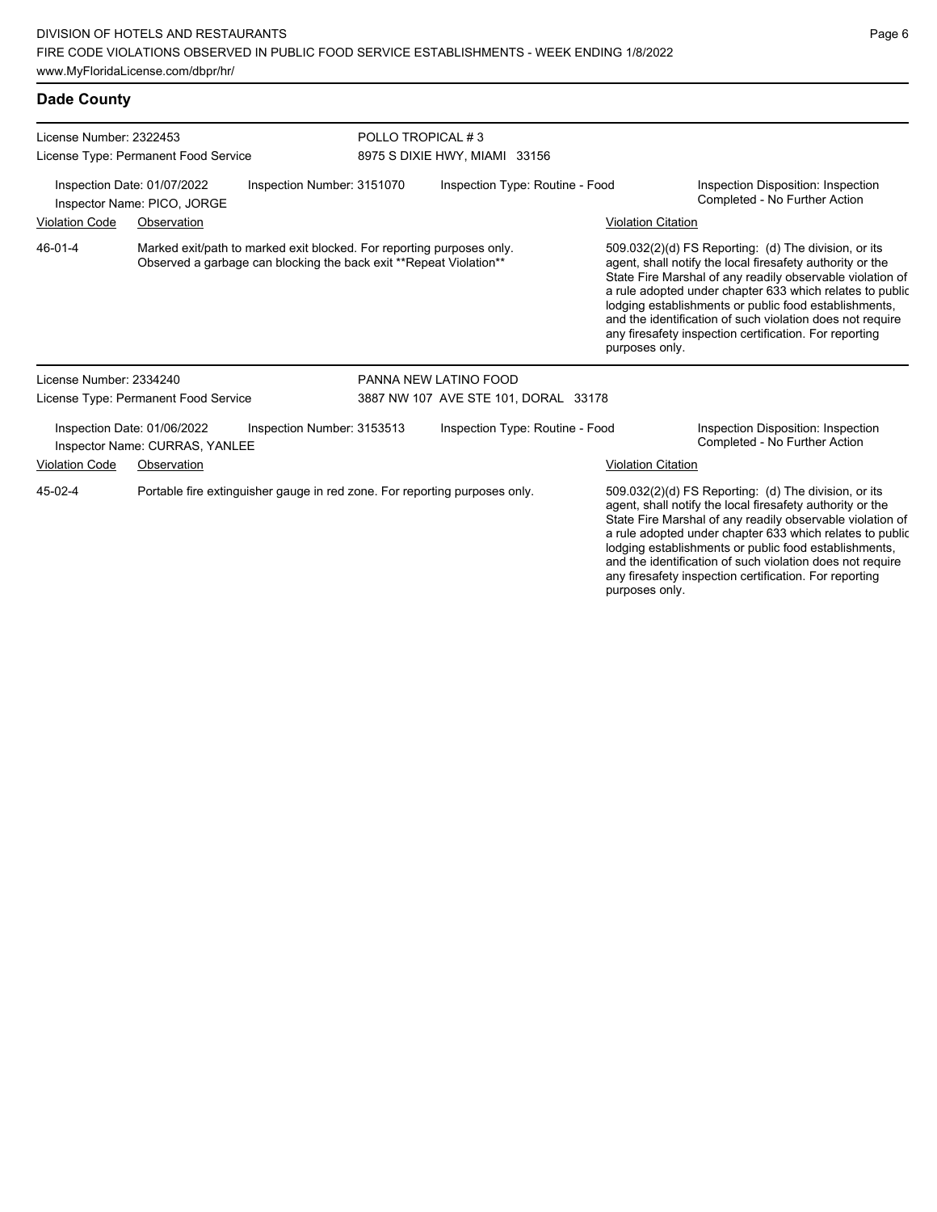## Dade County

License Number: 2322453
License Type: Permanent Food Service

POLLO TROPICAL # 3
8975 S DIXIE HWY, MIAMI 33156

Inspection Date: 01/07/2022 | Inspection Number: 3151070 | Inspection Type: Routine - Food | Inspection Disposition: Inspection Completed - No Further Action

Inspector Name: PICO, JORGE

| Violation Code | Observation | Violation Citation |
| --- | --- | --- |
| 46-01-4 | Marked exit/path to marked exit blocked. For reporting purposes only. Observed a garbage can blocking the back exit **Repeat Violation** | 509.032(2)(d) FS Reporting: (d) The division, or its agent, shall notify the local firesafety authority or the State Fire Marshal of any readily observable violation of a rule adopted under chapter 633 which relates to public lodging establishments or public food establishments, and the identification of such violation does not require any firesafety inspection certification. For reporting purposes only. |

License Number: 2334240
License Type: Permanent Food Service

PANNA NEW LATINO FOOD
3887 NW 107 AVE STE 101, DORAL 33178

Inspection Date: 01/06/2022 | Inspection Number: 3153513 | Inspection Type: Routine - Food | Inspection Disposition: Inspection Completed - No Further Action

Inspector Name: CURRAS, YANLEE

| Violation Code | Observation | Violation Citation |
| --- | --- | --- |
| 45-02-4 | Portable fire extinguisher gauge in red zone. For reporting purposes only. | 509.032(2)(d) FS Reporting: (d) The division, or its agent, shall notify the local firesafety authority or the State Fire Marshal of any readily observable violation of a rule adopted under chapter 633 which relates to public lodging establishments or public food establishments, and the identification of such violation does not require any firesafety inspection certification. For reporting purposes only. |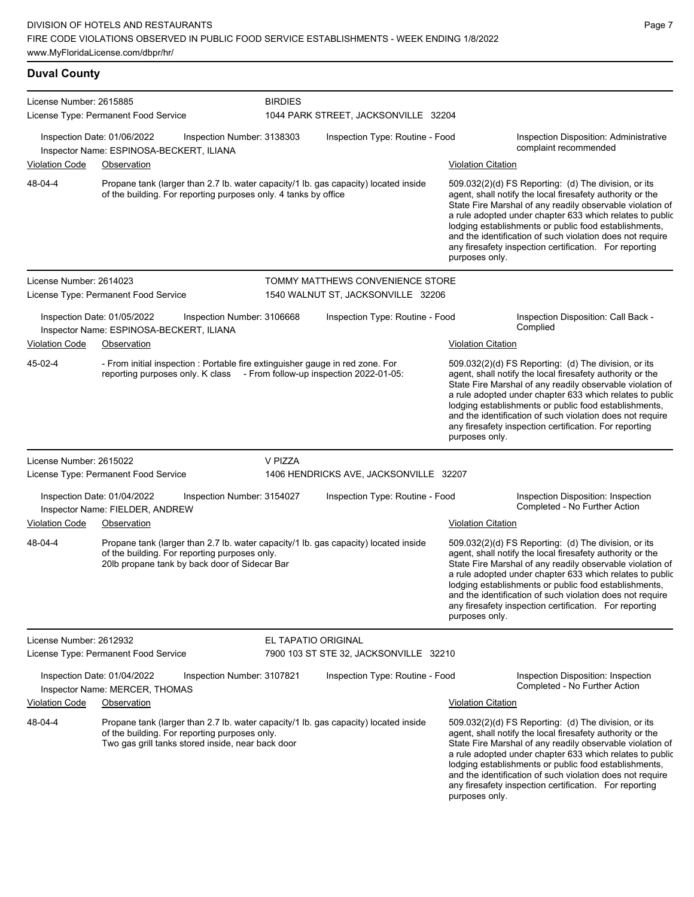## Duval County

**License Number:** 2615885
**License Type:** Permanent Food Service
**BIRDIES**
1044 PARK STREET, JACKSONVILLE 32204

Inspection Date: 01/06/2022 | Inspection Number: 3138303 | Inspection Type: Routine - Food | Inspection Disposition: Administrative complaint recommended

Inspector Name: ESPINOSA-BECKERT, ILIANA

| Violation Code | Observation | Violation Citation |
| --- | --- | --- |
| 48-04-4 | Propane tank (larger than 2.7 lb. water capacity/1 lb. gas capacity) located inside of the building. For reporting purposes only. 4 tanks by office | 509.032(2)(d) FS Reporting: (d) The division, or its agent, shall notify the local firesafety authority or the State Fire Marshal of any readily observable violation of a rule adopted under chapter 633 which relates to public lodging establishments or public food establishments, and the identification of such violation does not require any firesafety inspection certification. For reporting purposes only. |

**License Number:** 2614023
**License Type:** Permanent Food Service
**TOMMY MATTHEWS CONVENIENCE STORE**
1540 WALNUT ST, JACKSONVILLE 32206

Inspection Date: 01/05/2022 | Inspection Number: 3106668 | Inspection Type: Routine - Food | Inspection Disposition: Call Back - Complied

Inspector Name: ESPINOSA-BECKERT, ILIANA

| Violation Code | Observation | Violation Citation |
| --- | --- | --- |
| 45-02-4 | - From initial inspection : Portable fire extinguisher gauge in red zone. For reporting purposes only. K class - From follow-up inspection 2022-01-05: | 509.032(2)(d) FS Reporting: (d) The division, or its agent, shall notify the local firesafety authority or the State Fire Marshal of any readily observable violation of a rule adopted under chapter 633 which relates to public lodging establishments or public food establishments, and the identification of such violation does not require any firesafety inspection certification. For reporting purposes only. |

**License Number:** 2615022
**License Type:** Permanent Food Service
**V PIZZA**
1406 HENDRICKS AVE, JACKSONVILLE 32207

Inspection Date: 01/04/2022 | Inspection Number: 3154027 | Inspection Type: Routine - Food | Inspection Disposition: Inspection Completed - No Further Action

Inspector Name: FIELDER, ANDREW

| Violation Code | Observation | Violation Citation |
| --- | --- | --- |
| 48-04-4 | Propane tank (larger than 2.7 lb. water capacity/1 lb. gas capacity) located inside of the building. For reporting purposes only. 20lb propane tank by back door of Sidecar Bar | 509.032(2)(d) FS Reporting: (d) The division, or its agent, shall notify the local firesafety authority or the State Fire Marshal of any readily observable violation of a rule adopted under chapter 633 which relates to public lodging establishments or public food establishments, and the identification of such violation does not require any firesafety inspection certification. For reporting purposes only. |

**License Number:** 2612932
**License Type:** Permanent Food Service
**EL TAPATIO ORIGINAL**
7900 103 ST STE 32, JACKSONVILLE 32210

Inspection Date: 01/04/2022 | Inspection Number: 3107821 | Inspection Type: Routine - Food | Inspection Disposition: Inspection Completed - No Further Action

Inspector Name: MERCER, THOMAS

| Violation Code | Observation | Violation Citation |
| --- | --- | --- |
| 48-04-4 | Propane tank (larger than 2.7 lb. water capacity/1 lb. gas capacity) located inside of the building. For reporting purposes only. Two gas grill tanks stored inside, near back door | 509.032(2)(d) FS Reporting: (d) The division, or its agent, shall notify the local firesafety authority or the State Fire Marshal of any readily observable violation of a rule adopted under chapter 633 which relates to public lodging establishments or public food establishments, and the identification of such violation does not require any firesafety inspection certification. For reporting purposes only. |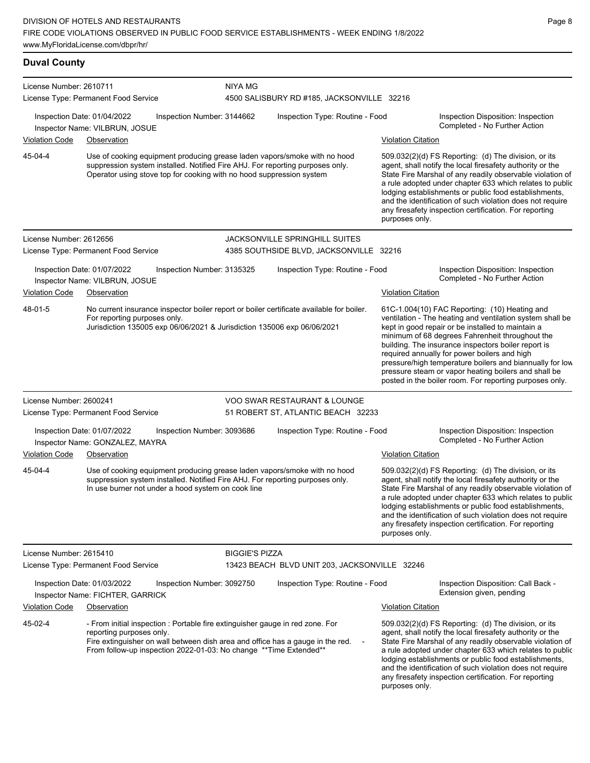## Duval County

**License Number:** 2610711 — **NIYA MG**
**License Type:** Permanent Food Service — 4500 SALISBURY RD #185, JACKSONVILLE 32216

Inspection Date: 01/04/2022 | Inspection Number: 3144662 | Inspection Type: Routine - Food | Inspection Disposition: Inspection Completed - No Further Action
Inspector Name: VILBRUN, JOSUE

| Violation Code | Observation | Violation Citation |
| --- | --- | --- |
| 45-04-4 | Use of cooking equipment producing grease laden vapors/smoke with no hood suppression system installed. Notified Fire AHJ. For reporting purposes only. Operator using stove top for cooking with no hood suppression system | 509.032(2)(d) FS Reporting: (d) The division, or its agent, shall notify the local firesafety authority or the State Fire Marshal of any readily observable violation of a rule adopted under chapter 633 which relates to public lodging establishments or public food establishments, and the identification of such violation does not require any firesafety inspection certification. For reporting purposes only. |

**License Number:** 2612656 — **JACKSONVILLE SPRINGHILL SUITES**
**License Type:** Permanent Food Service — 4385 SOUTHSIDE BLVD, JACKSONVILLE 32216

Inspection Date: 01/07/2022 | Inspection Number: 3135325 | Inspection Type: Routine - Food | Inspection Disposition: Inspection Completed - No Further Action
Inspector Name: VILBRUN, JOSUE

| Violation Code | Observation | Violation Citation |
| --- | --- | --- |
| 48-01-5 | No current insurance inspector boiler report or boiler certificate available for boiler. For reporting purposes only. Jurisdiction 135005 exp 06/06/2021 & Jurisdiction 135006 exp 06/06/2021 | 61C-1.004(10) FAC Reporting: (10) Heating and ventilation - The heating and ventilation system shall be kept in good repair or be installed to maintain a minimum of 68 degrees Fahrenheit throughout the building. The insurance inspectors boiler report is required annually for power boilers and high pressure/high temperature boilers and biannually for low pressure steam or vapor heating boilers and shall be posted in the boiler room. For reporting purposes only. |

**License Number:** 2600241 — **VOO SWAR RESTAURANT & LOUNGE**
**License Type:** Permanent Food Service — 51 ROBERT ST, ATLANTIC BEACH 32233

Inspection Date: 01/07/2022 | Inspection Number: 3093686 | Inspection Type: Routine - Food | Inspection Disposition: Inspection Completed - No Further Action
Inspector Name: GONZALEZ, MAYRA

| Violation Code | Observation | Violation Citation |
| --- | --- | --- |
| 45-04-4 | Use of cooking equipment producing grease laden vapors/smoke with no hood suppression system installed. Notified Fire AHJ. For reporting purposes only. In use burner not under a hood system on cook line | 509.032(2)(d) FS Reporting: (d) The division, or its agent, shall notify the local firesafety authority or the State Fire Marshal of any readily observable violation of a rule adopted under chapter 633 which relates to public lodging establishments or public food establishments, and the identification of such violation does not require any firesafety inspection certification. For reporting purposes only. |

**License Number:** 2615410 — **BIGGIE'S PIZZA**
**License Type:** Permanent Food Service — 13423 BEACH BLVD UNIT 203, JACKSONVILLE 32246

Inspection Date: 01/03/2022 | Inspection Number: 3092750 | Inspection Type: Routine - Food | Inspection Disposition: Call Back - Extension given, pending
Inspector Name: FICHTER, GARRICK

| Violation Code | Observation | Violation Citation |
| --- | --- | --- |
| 45-02-4 | - From initial inspection : Portable fire extinguisher gauge in red zone. For reporting purposes only. Fire extinguisher on wall between dish area and office has a gauge in the red. - From follow-up inspection 2022-01-03: No change **Time Extended** | 509.032(2)(d) FS Reporting: (d) The division, or its agent, shall notify the local firesafety authority or the State Fire Marshal of any readily observable violation of a rule adopted under chapter 633 which relates to public lodging establishments or public food establishments, and the identification of such violation does not require any firesafety inspection certification. For reporting purposes only. |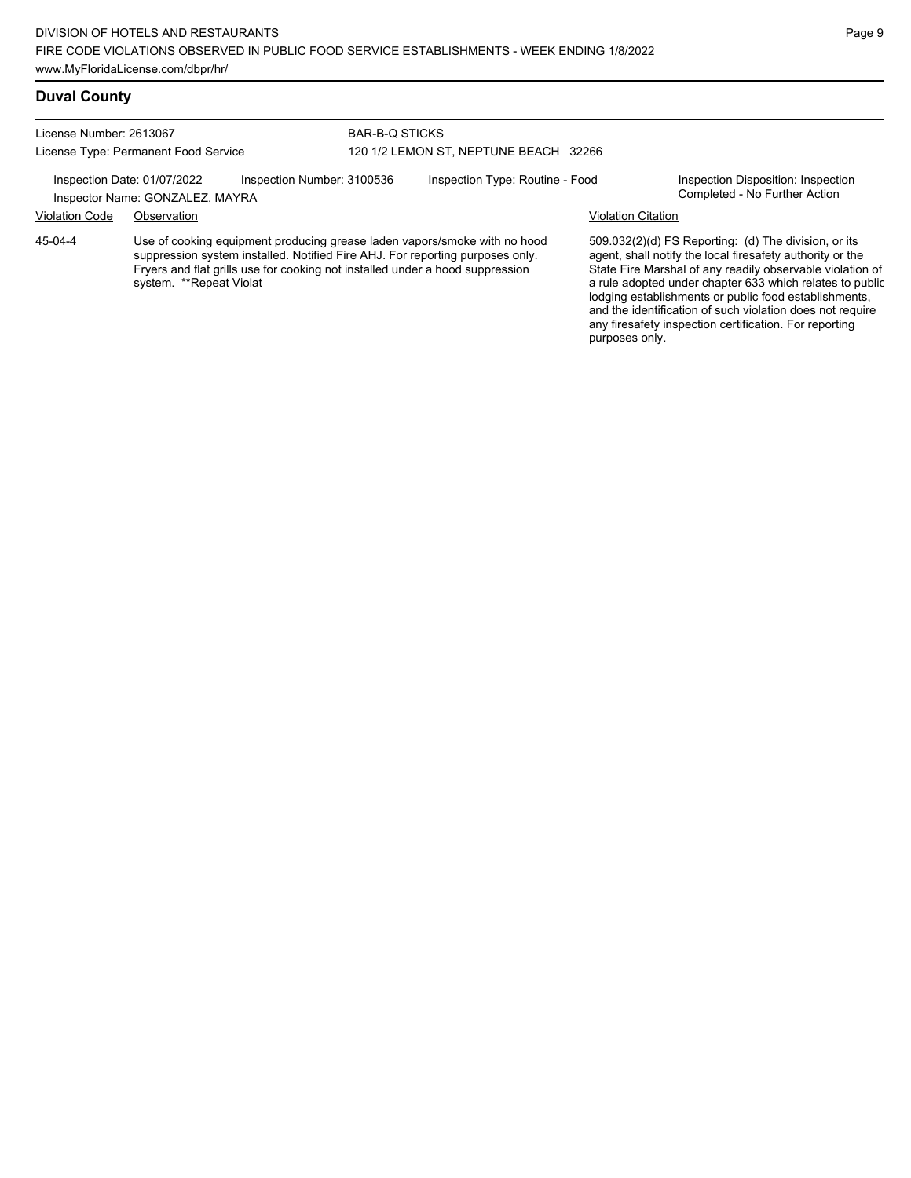## Duval County

License Number: 2613067
License Type: Permanent Food Service

BAR-B-Q STICKS
120 1/2 LEMON ST, NEPTUNE BEACH 32266

Inspection Date: 01/07/2022
Inspector Name: GONZALEZ, MAYRA
Inspection Number: 3100536
Inspection Type: Routine - Food
Inspection Disposition: Inspection Completed - No Further Action

| Violation Code | Observation | Violation Citation |
| --- | --- | --- |
| 45-04-4 | Use of cooking equipment producing grease laden vapors/smoke with no hood suppression system installed. Notified Fire AHJ. For reporting purposes only. Fryers and flat grills use for cooking not installed under a hood suppression system. **Repeat Violat | 509.032(2)(d) FS Reporting: (d) The division, or its agent, shall notify the local firesafety authority or the State Fire Marshal of any readily observable violation of a rule adopted under chapter 633 which relates to public lodging establishments or public food establishments, and the identification of such violation does not require any firesafety inspection certification. For reporting purposes only. |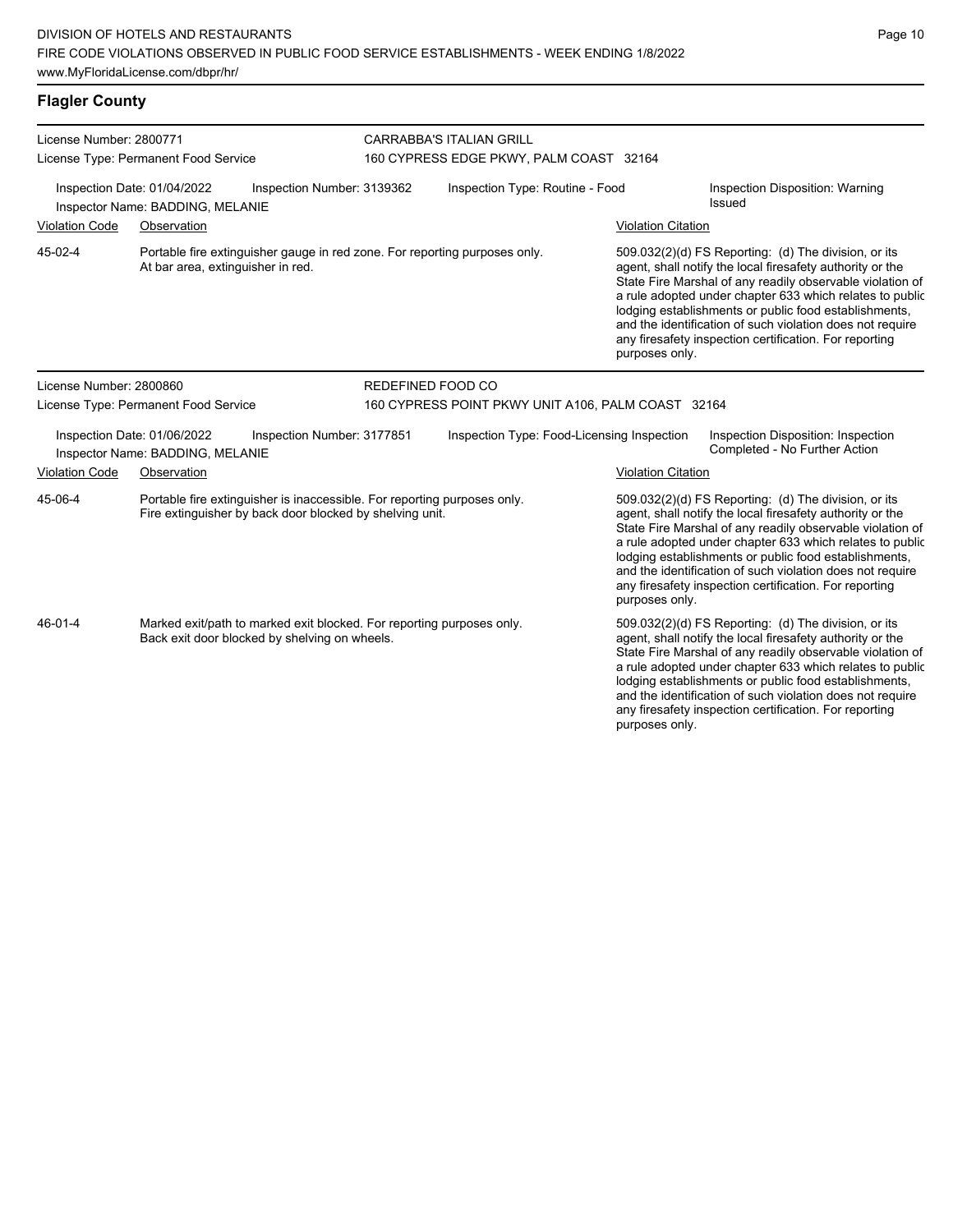## Flagler County

**License Number:** 2800771
**License Type:** Permanent Food Service

**CARRABBA'S ITALIAN GRILL**
160 CYPRESS EDGE PKWY, PALM COAST 32164

**Inspection Date:** 01/04/2022 | **Inspection Number:** 3139362 | **Inspection Type:** Routine - Food | **Inspection Disposition:** Warning Issued
**Inspector Name:** BADDING, MELANIE

| Violation Code | Observation | Violation Citation |
|---|---|---|
| 45-02-4 | Portable fire extinguisher gauge in red zone. For reporting purposes only. At bar area, extinguisher in red. | 509.032(2)(d) FS Reporting: (d) The division, or its agent, shall notify the local firesafety authority or the State Fire Marshal of any readily observable violation of a rule adopted under chapter 633 which relates to public lodging establishments or public food establishments, and the identification of such violation does not require any firesafety inspection certification. For reporting purposes only. |

---

**License Number:** 2800860
**License Type:** Permanent Food Service

**REDEFINED FOOD CO**
160 CYPRESS POINT PKWY UNIT A106, PALM COAST 32164

**Inspection Date:** 01/06/2022 | **Inspection Number:** 3177851 | **Inspection Type:** Food-Licensing Inspection | **Inspection Disposition:** Inspection Completed - No Further Action
**Inspector Name:** BADDING, MELANIE

| Violation Code | Observation | Violation Citation |
|---|---|---|
| 45-06-4 | Portable fire extinguisher is inaccessible. For reporting purposes only. Fire extinguisher by back door blocked by shelving unit. | 509.032(2)(d) FS Reporting: (d) The division, or its agent, shall notify the local firesafety authority or the State Fire Marshal of any readily observable violation of a rule adopted under chapter 633 which relates to public lodging establishments or public food establishments, and the identification of such violation does not require any firesafety inspection certification. For reporting purposes only. |
| 46-01-4 | Marked exit/path to marked exit blocked. For reporting purposes only. Back exit door blocked by shelving on wheels. | 509.032(2)(d) FS Reporting: (d) The division, or its agent, shall notify the local firesafety authority or the State Fire Marshal of any readily observable violation of a rule adopted under chapter 633 which relates to public lodging establishments or public food establishments, and the identification of such violation does not require any firesafety inspection certification. For reporting purposes only. |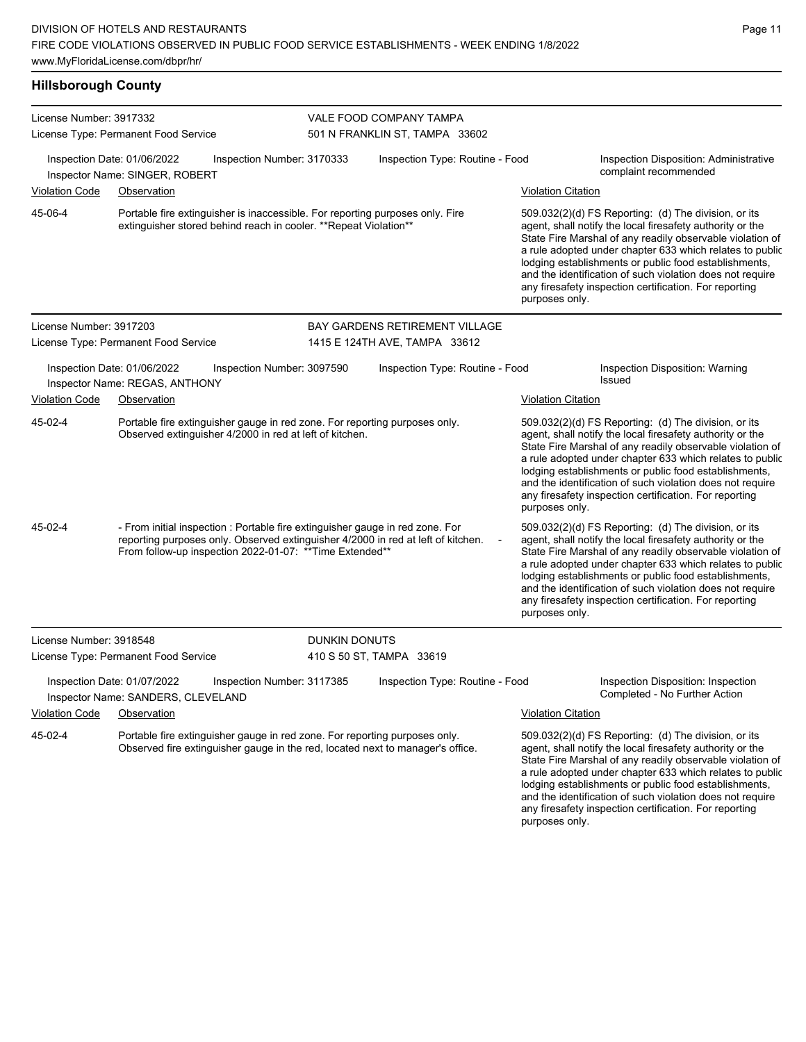## Hillsborough County

**License Number:** 3917332
**License Type:** Permanent Food Service

**VALE FOOD COMPANY TAMPA**
501 N FRANKLIN ST, TAMPA 33602

**Inspection Date:** 01/06/2022
**Inspection Number:** 3170333
**Inspection Type:** Routine - Food
**Inspection Disposition:** Administrative complaint recommended
**Inspector Name:** SINGER, ROBERT

| Violation Code | Observation | Violation Citation |
| --- | --- | --- |
| 45-06-4 | Portable fire extinguisher is inaccessible. For reporting purposes only. Fire extinguisher stored behind reach in cooler. **Repeat Violation** | 509.032(2)(d) FS Reporting: (d) The division, or its agent, shall notify the local firesafety authority or the State Fire Marshal of any readily observable violation of a rule adopted under chapter 633 which relates to public lodging establishments or public food establishments, and the identification of such violation does not require any firesafety inspection certification. For reporting purposes only. |

**License Number:** 3917203
**License Type:** Permanent Food Service

**BAY GARDENS RETIREMENT VILLAGE**
1415 E 124TH AVE, TAMPA 33612

**Inspection Date:** 01/06/2022
**Inspection Number:** 3097590
**Inspection Type:** Routine - Food
**Inspection Disposition:** Warning Issued
**Inspector Name:** REGAS, ANTHONY

| Violation Code | Observation | Violation Citation |
| --- | --- | --- |
| 45-02-4 | Portable fire extinguisher gauge in red zone. For reporting purposes only. Observed extinguisher 4/2000 in red at left of kitchen. | 509.032(2)(d) FS Reporting: (d) The division, or its agent, shall notify the local firesafety authority or the State Fire Marshal of any readily observable violation of a rule adopted under chapter 633 which relates to public lodging establishments or public food establishments, and the identification of such violation does not require any firesafety inspection certification. For reporting purposes only. |
| 45-02-4 | - From initial inspection : Portable fire extinguisher gauge in red zone. For reporting purposes only. Observed extinguisher 4/2000 in red at left of kitchen. - From follow-up inspection 2022-01-07: **Time Extended** | 509.032(2)(d) FS Reporting: (d) The division, or its agent, shall notify the local firesafety authority or the State Fire Marshal of any readily observable violation of a rule adopted under chapter 633 which relates to public lodging establishments or public food establishments, and the identification of such violation does not require any firesafety inspection certification. For reporting purposes only. |

**License Number:** 3918548
**License Type:** Permanent Food Service

**DUNKIN DONUTS**
410 S 50 ST, TAMPA 33619

**Inspection Date:** 01/07/2022
**Inspection Number:** 3117385
**Inspection Type:** Routine - Food
**Inspection Disposition:** Inspection Completed - No Further Action
**Inspector Name:** SANDERS, CLEVELAND

| Violation Code | Observation | Violation Citation |
| --- | --- | --- |
| 45-02-4 | Portable fire extinguisher gauge in red zone. For reporting purposes only. Observed fire extinguisher gauge in the red, located next to manager's office. | 509.032(2)(d) FS Reporting: (d) The division, or its agent, shall notify the local firesafety authority or the State Fire Marshal of any readily observable violation of a rule adopted under chapter 633 which relates to public lodging establishments or public food establishments, and the identification of such violation does not require any firesafety inspection certification. For reporting purposes only. |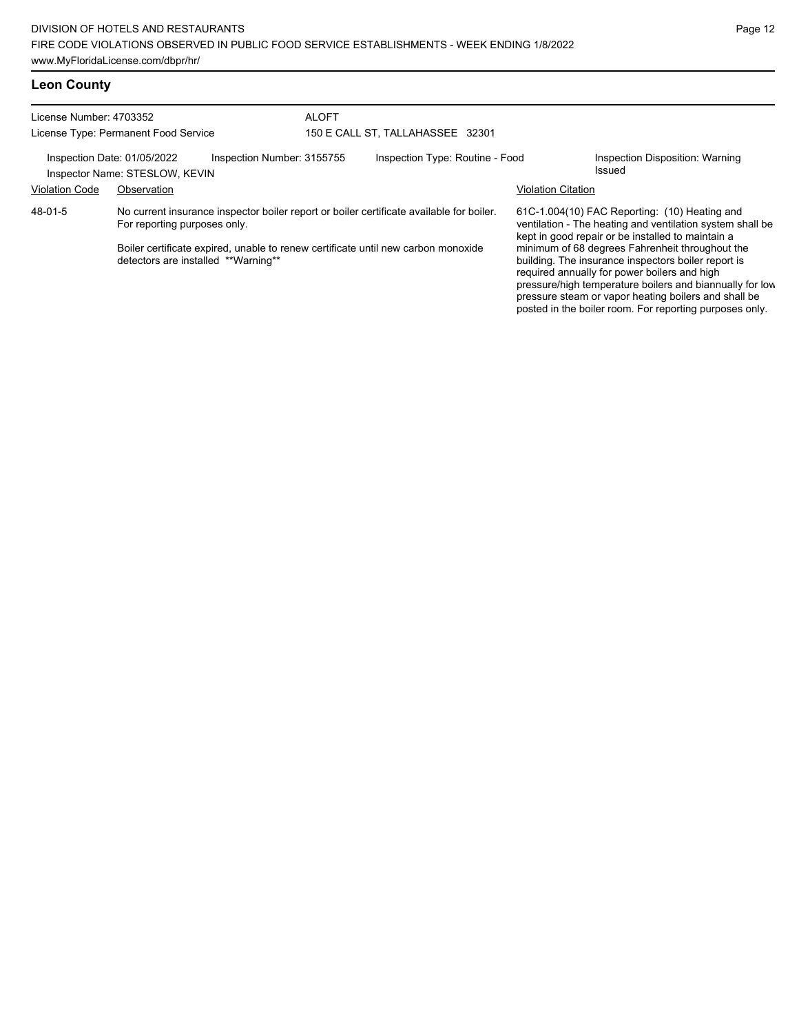## Leon County

License Number: 4703352
License Type: Permanent Food Service

ALOFT
150 E CALL ST, TALLAHASSEE 32301

Inspection Date: 01/05/2022
Inspector Name: STESLOW, KEVIN
Inspection Number: 3155755
Inspection Type: Routine - Food
Inspection Disposition: Warning Issued

| Violation Code | Observation | Violation Citation |
|---|---|---|
| 48-01-5 | No current insurance inspector boiler report or boiler certificate available for boiler. For reporting purposes only.<br><br>Boiler certificate expired, unable to renew certificate until new carbon monoxide detectors are installed **Warning** | 61C-1.004(10) FAC Reporting: (10) Heating and ventilation - The heating and ventilation system shall be kept in good repair or be installed to maintain a minimum of 68 degrees Fahrenheit throughout the building. The insurance inspectors boiler report is required annually for power boilers and high pressure/high temperature boilers and biannually for low pressure steam or vapor heating boilers and shall be posted in the boiler room. For reporting purposes only. |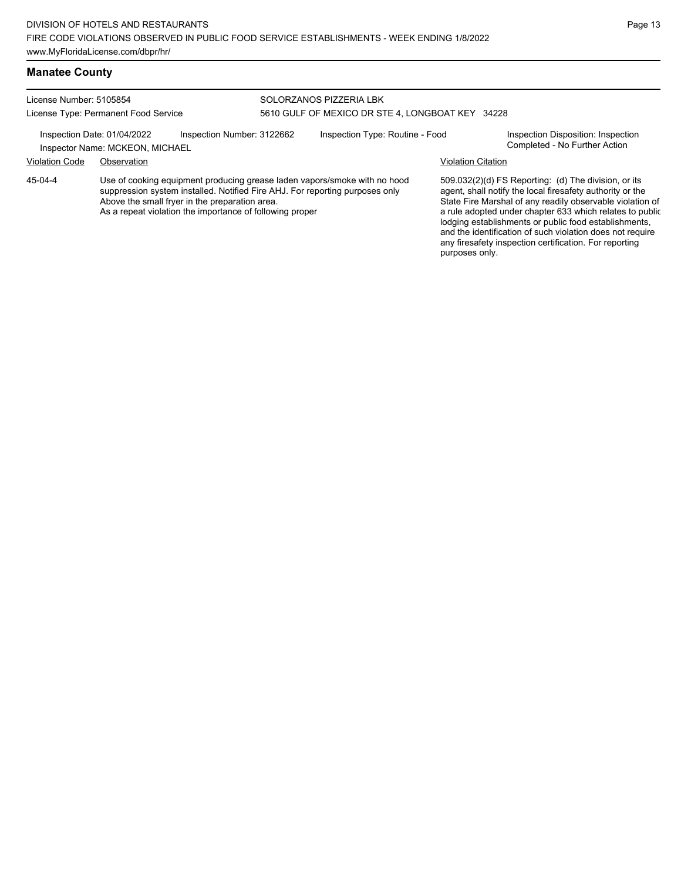## Manatee County

License Number: 5105854

License Type: Permanent Food Service

SOLORZANOS PIZZERIA LBK

5610 GULF OF MEXICO DR STE 4, LONGBOAT KEY 34228

Inspection Date: 01/04/2022

Inspection Number: 3122662

Inspection Type: Routine - Food

Inspection Disposition: Inspection Completed - No Further Action

Inspector Name: MCKEON, MICHAEL

| Violation Code | Observation | Violation Citation |
|---|---|---|
| 45-04-4 | Use of cooking equipment producing grease laden vapors/smoke with no hood suppression system installed. Notified Fire AHJ. For reporting purposes only Above the small fryer in the preparation area. As a repeat violation the importance of following proper | 509.032(2)(d) FS Reporting: (d) The division, or its agent, shall notify the local firesafety authority or the State Fire Marshal of any readily observable violation of a rule adopted under chapter 633 which relates to public lodging establishments or public food establishments, and the identification of such violation does not require any firesafety inspection certification. For reporting purposes only. |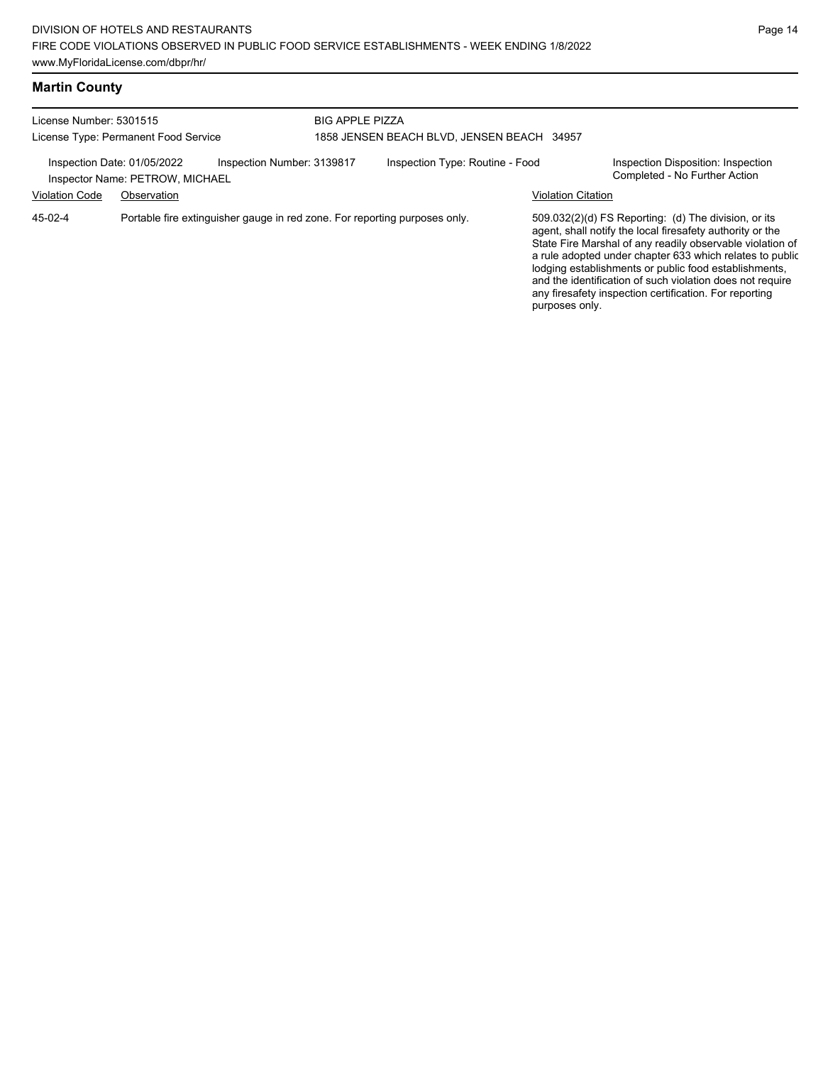## Martin County

License Number: 5301515
License Type: Permanent Food Service

BIG APPLE PIZZA
1858 JENSEN BEACH BLVD, JENSEN BEACH 34957

Inspection Date: 01/05/2022 | Inspection Number: 3139817 | Inspection Type: Routine - Food | Inspection Disposition: Inspection Completed - No Further Action

Inspector Name: PETROW, MICHAEL

| Violation Code | Observation | Violation Citation |
|---|---|---|
| 45-02-4 | Portable fire extinguisher gauge in red zone. For reporting purposes only. | 509.032(2)(d) FS Reporting: (d) The division, or its agent, shall notify the local firesafety authority or the State Fire Marshal of any readily observable violation of a rule adopted under chapter 633 which relates to public lodging establishments or public food establishments, and the identification of such violation does not require any firesafety inspection certification. For reporting purposes only. |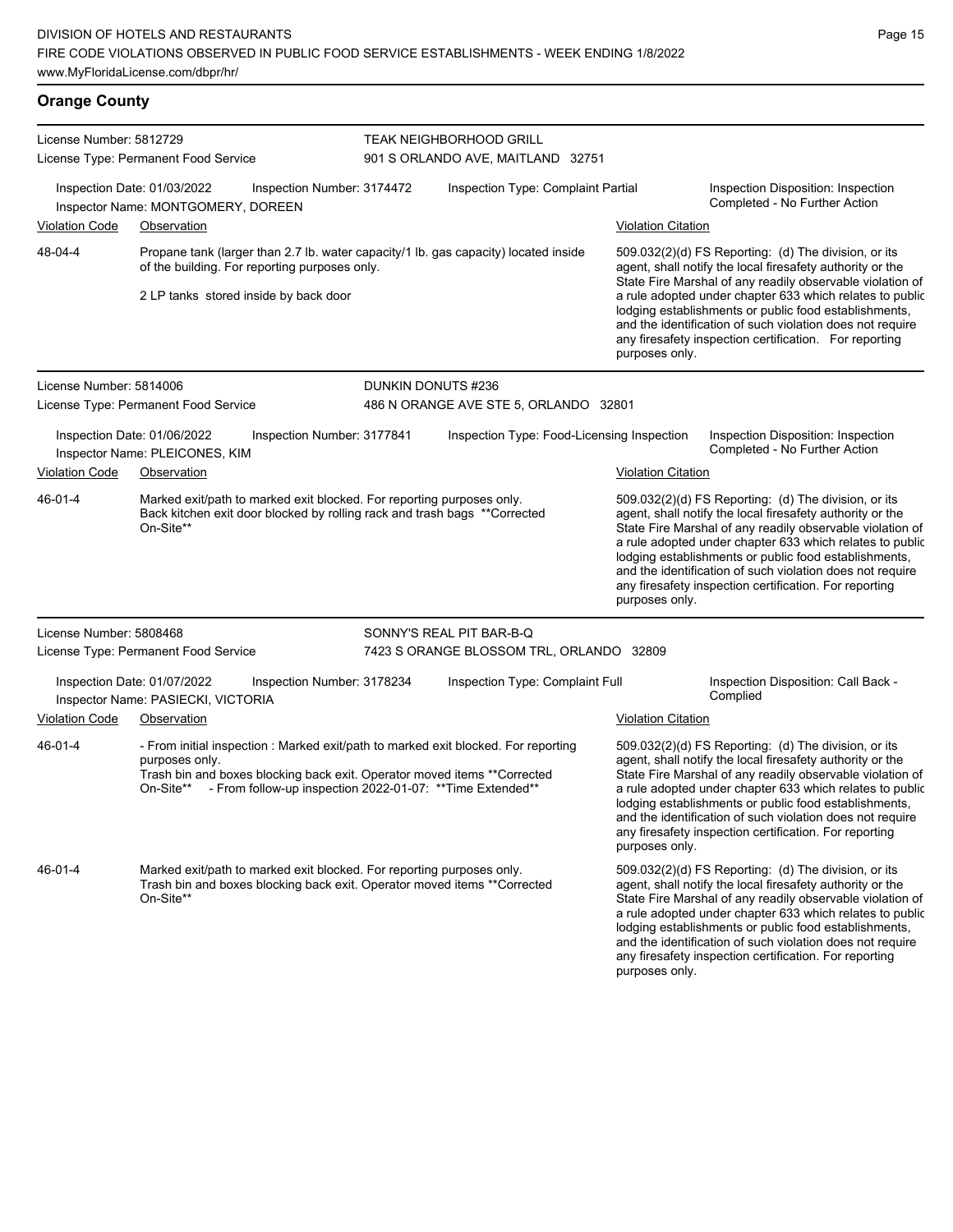## Orange County

**License Number:** 5812729
**License Type:** Permanent Food Service

**TEAK NEIGHBORHOOD GRILL**
901 S ORLANDO AVE, MAITLAND 32751

Inspection Date: 01/03/2022 | Inspection Number: 3174472 | Inspection Type: Complaint Partial | Inspection Disposition: Inspection Completed - No Further Action
Inspector Name: MONTGOMERY, DOREEN

| Violation Code | Observation | Violation Citation |
|---|---|---|
| 48-04-4 | Propane tank (larger than 2.7 lb. water capacity/1 lb. gas capacity) located inside of the building. For reporting purposes only.<br><br>2 LP tanks stored inside by back door | 509.032(2)(d) FS Reporting: (d) The division, or its agent, shall notify the local firesafety authority or the State Fire Marshal of any readily observable violation of a rule adopted under chapter 633 which relates to public lodging establishments or public food establishments, and the identification of such violation does not require any firesafety inspection certification. For reporting purposes only. |

**License Number:** 5814006
**License Type:** Permanent Food Service

**DUNKIN DONUTS #236**
486 N ORANGE AVE STE 5, ORLANDO 32801

Inspection Date: 01/06/2022 | Inspection Number: 3177841 | Inspection Type: Food-Licensing Inspection | Inspection Disposition: Inspection Completed - No Further Action
Inspector Name: PLEICONES, KIM

| Violation Code | Observation | Violation Citation |
|---|---|---|
| 46-01-4 | Marked exit/path to marked exit blocked. For reporting purposes only. Back kitchen exit door blocked by rolling rack and trash bags **Corrected On-Site** | 509.032(2)(d) FS Reporting: (d) The division, or its agent, shall notify the local firesafety authority or the State Fire Marshal of any readily observable violation of a rule adopted under chapter 633 which relates to public lodging establishments or public food establishments, and the identification of such violation does not require any firesafety inspection certification. For reporting purposes only. |

**License Number:** 5808468
**License Type:** Permanent Food Service

**SONNY'S REAL PIT BAR-B-Q**
7423 S ORANGE BLOSSOM TRL, ORLANDO 32809

Inspection Date: 01/07/2022 | Inspection Number: 3178234 | Inspection Type: Complaint Full | Inspection Disposition: Call Back - Complied
Inspector Name: PASIECKI, VICTORIA

| Violation Code | Observation | Violation Citation |
|---|---|---|
| 46-01-4 | - From initial inspection : Marked exit/path to marked exit blocked. For reporting purposes only.<br>Trash bin and boxes blocking back exit. Operator moved items **Corrected On-Site** - From follow-up inspection 2022-01-07: **Time Extended** | 509.032(2)(d) FS Reporting: (d) The division, or its agent, shall notify the local firesafety authority or the State Fire Marshal of any readily observable violation of a rule adopted under chapter 633 which relates to public lodging establishments or public food establishments, and the identification of such violation does not require any firesafety inspection certification. For reporting purposes only. |
| 46-01-4 | Marked exit/path to marked exit blocked. For reporting purposes only. Trash bin and boxes blocking back exit. Operator moved items **Corrected On-Site** | 509.032(2)(d) FS Reporting: (d) The division, or its agent, shall notify the local firesafety authority or the State Fire Marshal of any readily observable violation of a rule adopted under chapter 633 which relates to public lodging establishments or public food establishments, and the identification of such violation does not require any firesafety inspection certification. For reporting purposes only. |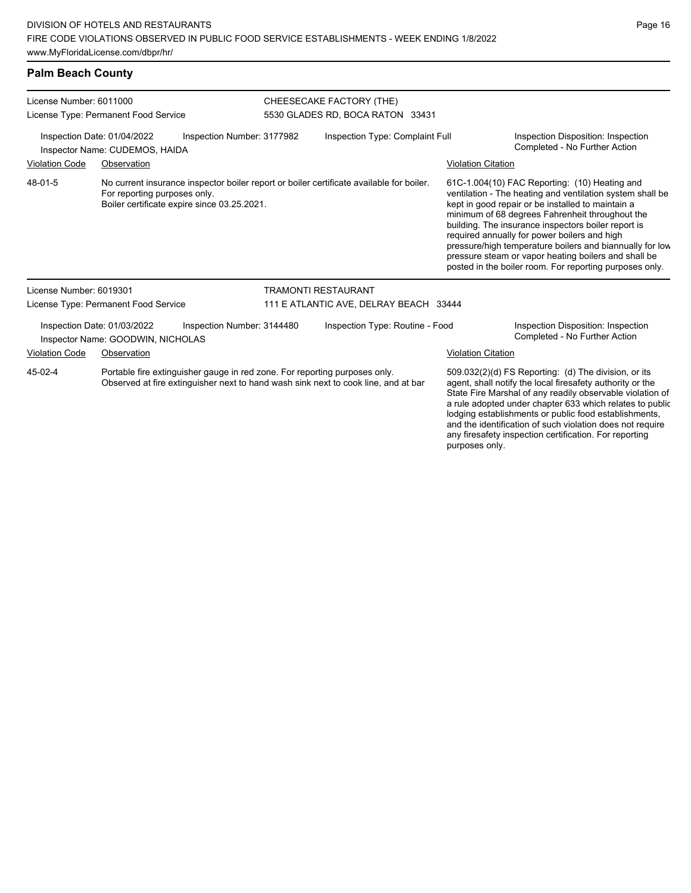## Palm Beach County

**License Number:** 6011000
**License Type:** Permanent Food Service

**CHEESECAKE FACTORY (THE)**
5530 GLADES RD, BOCA RATON 33431

Inspection Date: 01/04/2022
Inspection Number: 3177982
Inspection Type: Complaint Full
Inspection Disposition: Inspection Completed - No Further Action
Inspector Name: CUDEMOS, HAIDA

| Violation Code | Observation | Violation Citation |
| --- | --- | --- |
| 48-01-5 | No current insurance inspector boiler report or boiler certificate available for boiler. For reporting purposes only. Boiler certificate expire since 03.25.2021. | 61C-1.004(10) FAC Reporting: (10) Heating and ventilation - The heating and ventilation system shall be kept in good repair or be installed to maintain a minimum of 68 degrees Fahrenheit throughout the building. The insurance inspectors boiler report is required annually for power boilers and high pressure/high temperature boilers and biannually for low pressure steam or vapor heating boilers and shall be posted in the boiler room. For reporting purposes only. |

**License Number:** 6019301
**License Type:** Permanent Food Service

**TRAMONTI RESTAURANT**
111 E ATLANTIC AVE, DELRAY BEACH 33444

Inspection Date: 01/03/2022
Inspection Number: 3144480
Inspection Type: Routine - Food
Inspection Disposition: Inspection Completed - No Further Action
Inspector Name: GOODWIN, NICHOLAS

| Violation Code | Observation | Violation Citation |
| --- | --- | --- |
| 45-02-4 | Portable fire extinguisher gauge in red zone. For reporting purposes only. Observed at fire extinguisher next to hand wash sink next to cook line, and at bar | 509.032(2)(d) FS Reporting: (d) The division, or its agent, shall notify the local firesafety authority or the State Fire Marshal of any readily observable violation of a rule adopted under chapter 633 which relates to public lodging establishments or public food establishments, and the identification of such violation does not require any firesafety inspection certification. For reporting purposes only. |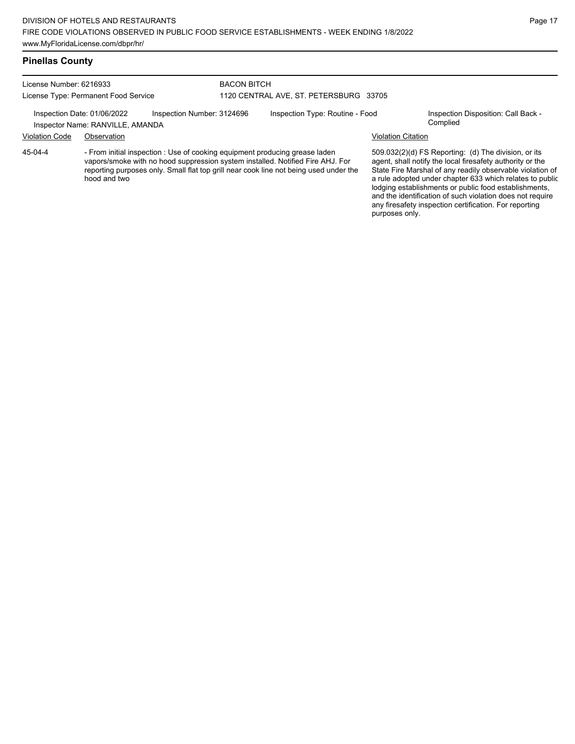## Pinellas County

License Number: 6216933
License Type: Permanent Food Service

BACON BITCH
1120 CENTRAL AVE, ST. PETERSBURG 33705

Inspection Date: 01/06/2022
Inspection Number: 3124696
Inspection Type: Routine - Food
Inspection Disposition: Call Back - Complied
Inspector Name: RANVILLE, AMANDA

| Violation Code | Observation | Violation Citation |
|---|---|---|
| 45-04-4 | - From initial inspection : Use of cooking equipment producing grease laden vapors/smoke with no hood suppression system installed. Notified Fire AHJ. For reporting purposes only. Small flat top grill near cook line not being used under the hood and two | 509.032(2)(d) FS Reporting: (d) The division, or its agent, shall notify the local firesafety authority or the State Fire Marshal of any readily observable violation of a rule adopted under chapter 633 which relates to public lodging establishments or public food establishments, and the identification of such violation does not require any firesafety inspection certification. For reporting purposes only. |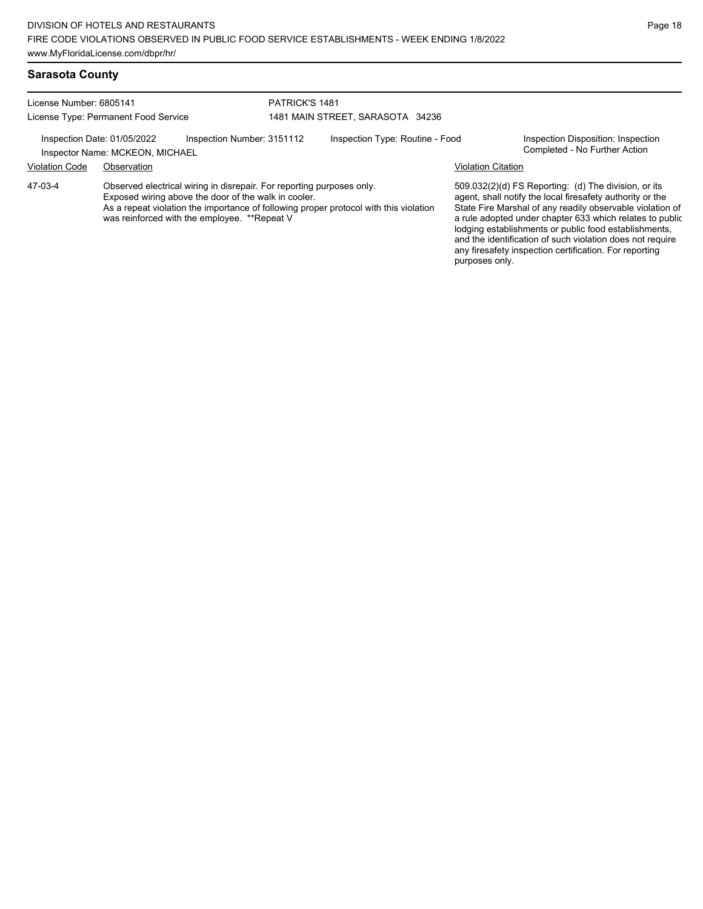## Sarasota County

License Number: 6805141
License Type: Permanent Food Service

PATRICK'S 1481
1481 MAIN STREET, SARASOTA 34236

Inspection Date: 01/05/2022
Inspection Number: 3151112
Inspection Type: Routine - Food
Inspection Disposition: Inspection Completed - No Further Action
Inspector Name: MCKEON, MICHAEL

| Violation Code | Observation | Violation Citation |
|---|---|---|
| 47-03-4 | Observed electrical wiring in disrepair. For reporting purposes only. Exposed wiring above the door of the walk in cooler. As a repeat violation the importance of following proper protocol with this violation was reinforced with the employee. **Repeat V | 509.032(2)(d) FS Reporting: (d) The division, or its agent, shall notify the local firesafety authority or the State Fire Marshal of any readily observable violation of a rule adopted under chapter 633 which relates to public lodging establishments or public food establishments, and the identification of such violation does not require any firesafety inspection certification. For reporting purposes only. |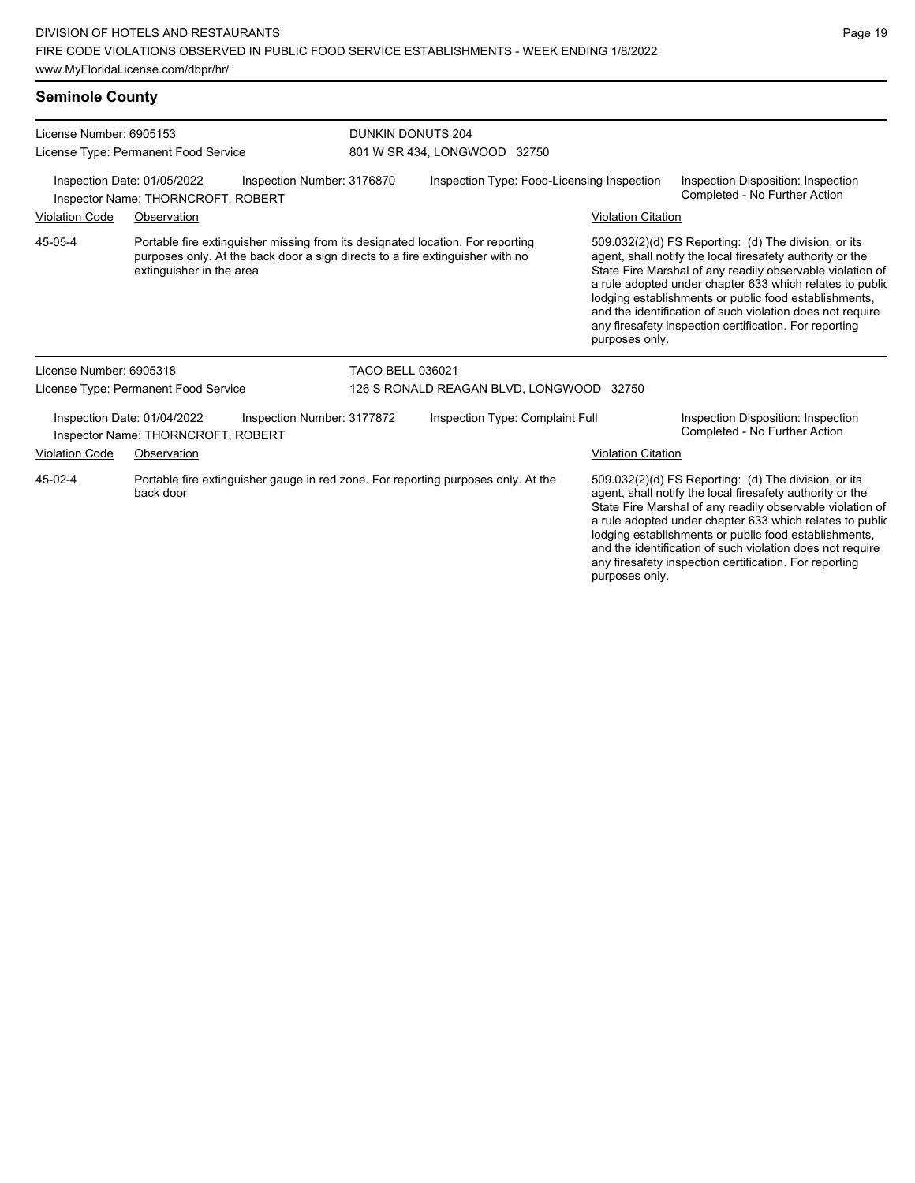## Seminole County

License Number: 6905153
License Type: Permanent Food Service

DUNKIN DONUTS 204
801 W SR 434, LONGWOOD 32750

Inspection Date: 01/05/2022
Inspector Name: THORNCROFT, ROBERT
Inspection Number: 3176870
Inspection Type: Food-Licensing Inspection
Inspection Disposition: Inspection Completed - No Further Action

| Violation Code | Observation | Violation Citation |
| --- | --- | --- |
| 45-05-4 | Portable fire extinguisher missing from its designated location. For reporting purposes only. At the back door a sign directs to a fire extinguisher with no extinguisher in the area | 509.032(2)(d) FS Reporting: (d) The division, or its agent, shall notify the local firesafety authority or the State Fire Marshal of any readily observable violation of a rule adopted under chapter 633 which relates to public lodging establishments or public food establishments, and the identification of such violation does not require any firesafety inspection certification. For reporting purposes only. |

License Number: 6905318
License Type: Permanent Food Service

TACO BELL 036021
126 S RONALD REAGAN BLVD, LONGWOOD 32750

Inspection Date: 01/04/2022
Inspector Name: THORNCROFT, ROBERT
Inspection Number: 3177872
Inspection Type: Complaint Full
Inspection Disposition: Inspection Completed - No Further Action

| Violation Code | Observation | Violation Citation |
| --- | --- | --- |
| 45-02-4 | Portable fire extinguisher gauge in red zone. For reporting purposes only. At the back door | 509.032(2)(d) FS Reporting: (d) The division, or its agent, shall notify the local firesafety authority or the State Fire Marshal of any readily observable violation of a rule adopted under chapter 633 which relates to public lodging establishments or public food establishments, and the identification of such violation does not require any firesafety inspection certification. For reporting purposes only. |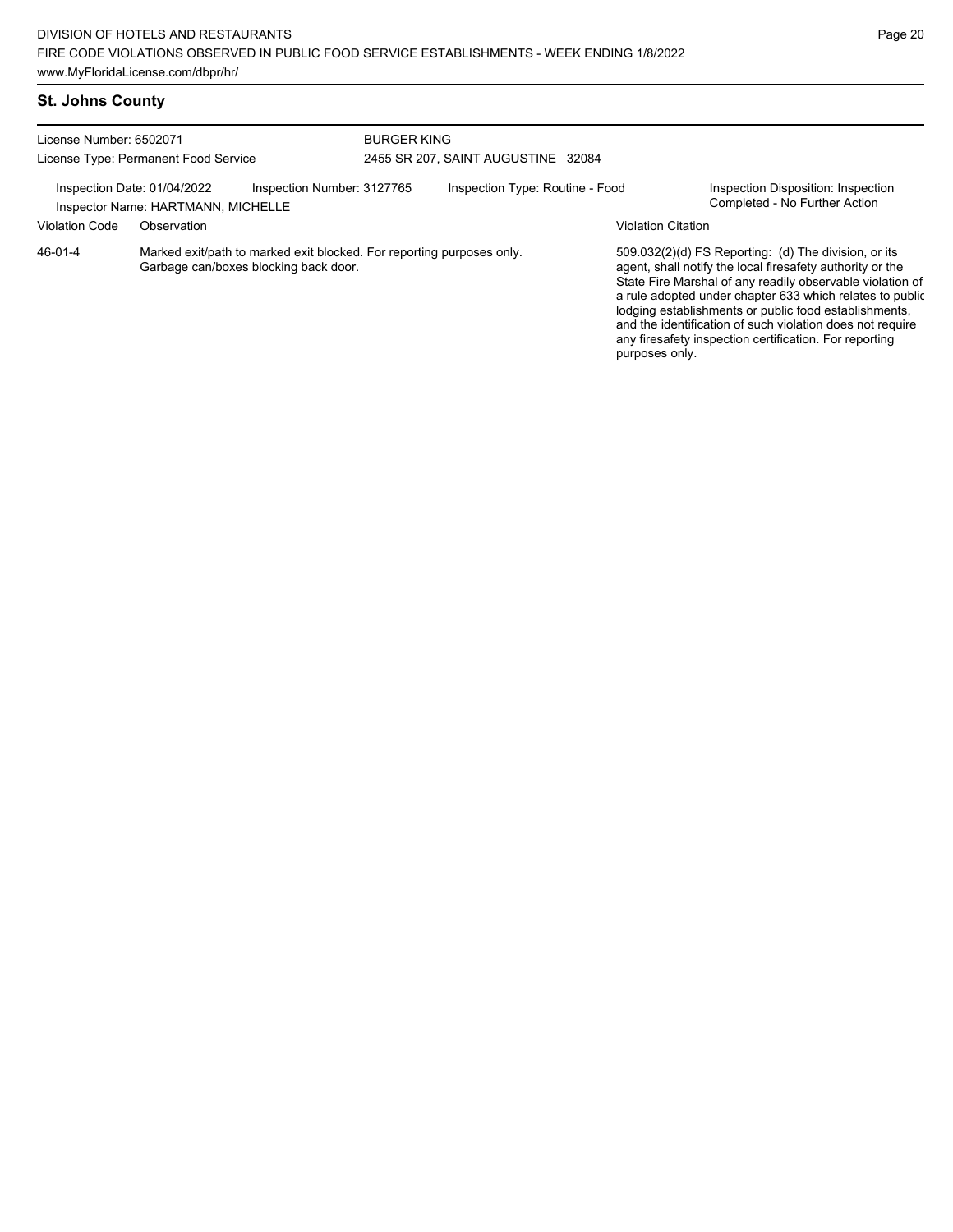## St. Johns County

License Number: 6502071
License Type: Permanent Food Service

BURGER KING
2455 SR 207, SAINT AUGUSTINE 32084

Inspection Date: 01/04/2022
Inspector Name: HARTMANN, MICHELLE
Inspection Number: 3127765
Inspection Type: Routine - Food
Inspection Disposition: Inspection Completed - No Further Action

| Violation Code | Observation | Violation Citation |
| --- | --- | --- |
| 46-01-4 | Marked exit/path to marked exit blocked. For reporting purposes only. Garbage can/boxes blocking back door. | 509.032(2)(d) FS Reporting: (d) The division, or its agent, shall notify the local firesafety authority or the State Fire Marshal of any readily observable violation of a rule adopted under chapter 633 which relates to public lodging establishments or public food establishments, and the identification of such violation does not require any firesafety inspection certification. For reporting purposes only. |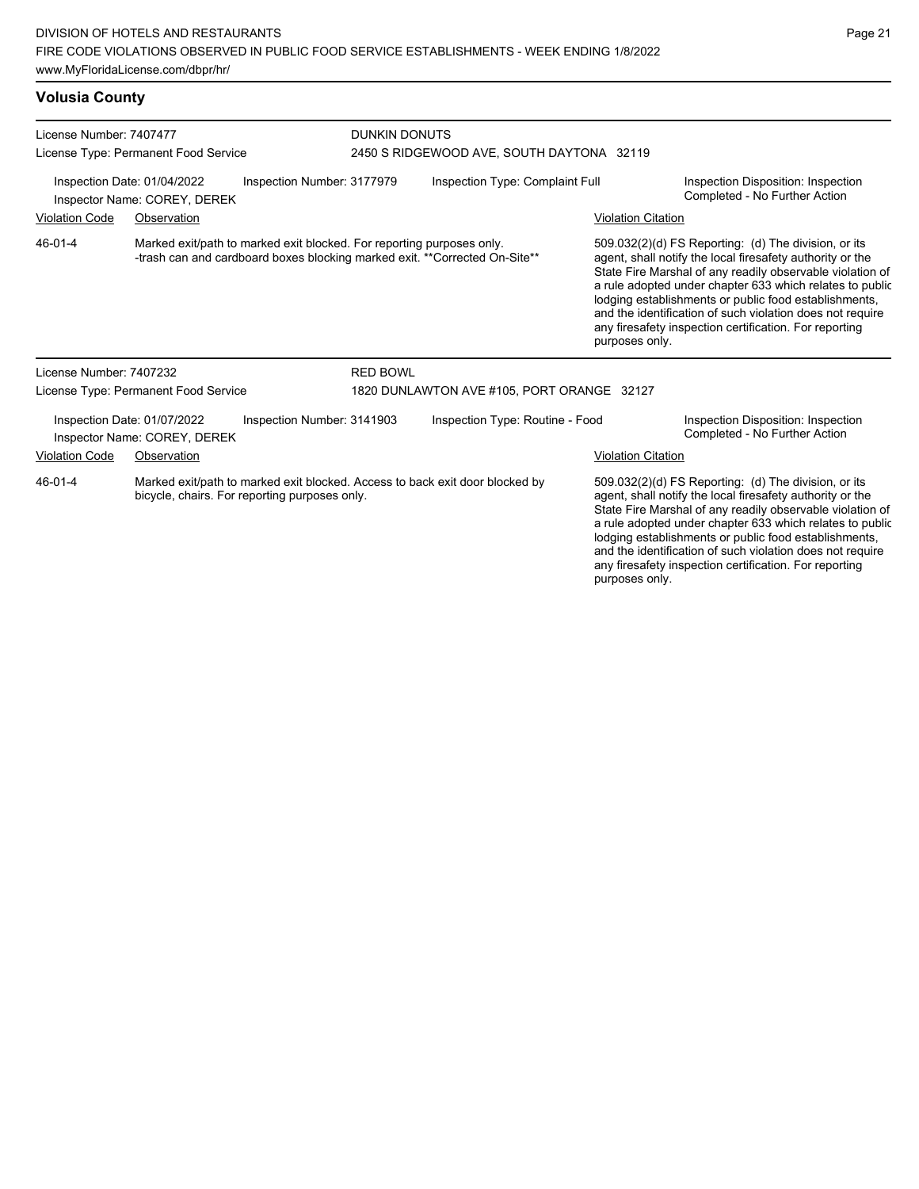## Volusia County

License Number: 7407477
License Type: Permanent Food Service

DUNKIN DONUTS
2450 S RIDGEWOOD AVE, SOUTH DAYTONA 32119

Inspection Date: 01/04/2022
Inspector Name: COREY, DEREK
Inspection Number: 3177979
Inspection Type: Complaint Full
Inspection Disposition: Inspection Completed - No Further Action

| Violation Code | Observation | Violation Citation |
| --- | --- | --- |
| 46-01-4 | Marked exit/path to marked exit blocked. For reporting purposes only. -trash can and cardboard boxes blocking marked exit. **Corrected On-Site** | 509.032(2)(d) FS Reporting: (d) The division, or its agent, shall notify the local firesafety authority or the State Fire Marshal of any readily observable violation of a rule adopted under chapter 633 which relates to public lodging establishments or public food establishments, and the identification of such violation does not require any firesafety inspection certification. For reporting purposes only. |

License Number: 7407232
License Type: Permanent Food Service

RED BOWL
1820 DUNLAWTON AVE #105, PORT ORANGE 32127

Inspection Date: 01/07/2022
Inspector Name: COREY, DEREK
Inspection Number: 3141903
Inspection Type: Routine - Food
Inspection Disposition: Inspection Completed - No Further Action

| Violation Code | Observation | Violation Citation |
| --- | --- | --- |
| 46-01-4 | Marked exit/path to marked exit blocked. Access to back exit door blocked by bicycle, chairs. For reporting purposes only. | 509.032(2)(d) FS Reporting: (d) The division, or its agent, shall notify the local firesafety authority or the State Fire Marshal of any readily observable violation of a rule adopted under chapter 633 which relates to public lodging establishments or public food establishments, and the identification of such violation does not require any firesafety inspection certification. For reporting purposes only. |